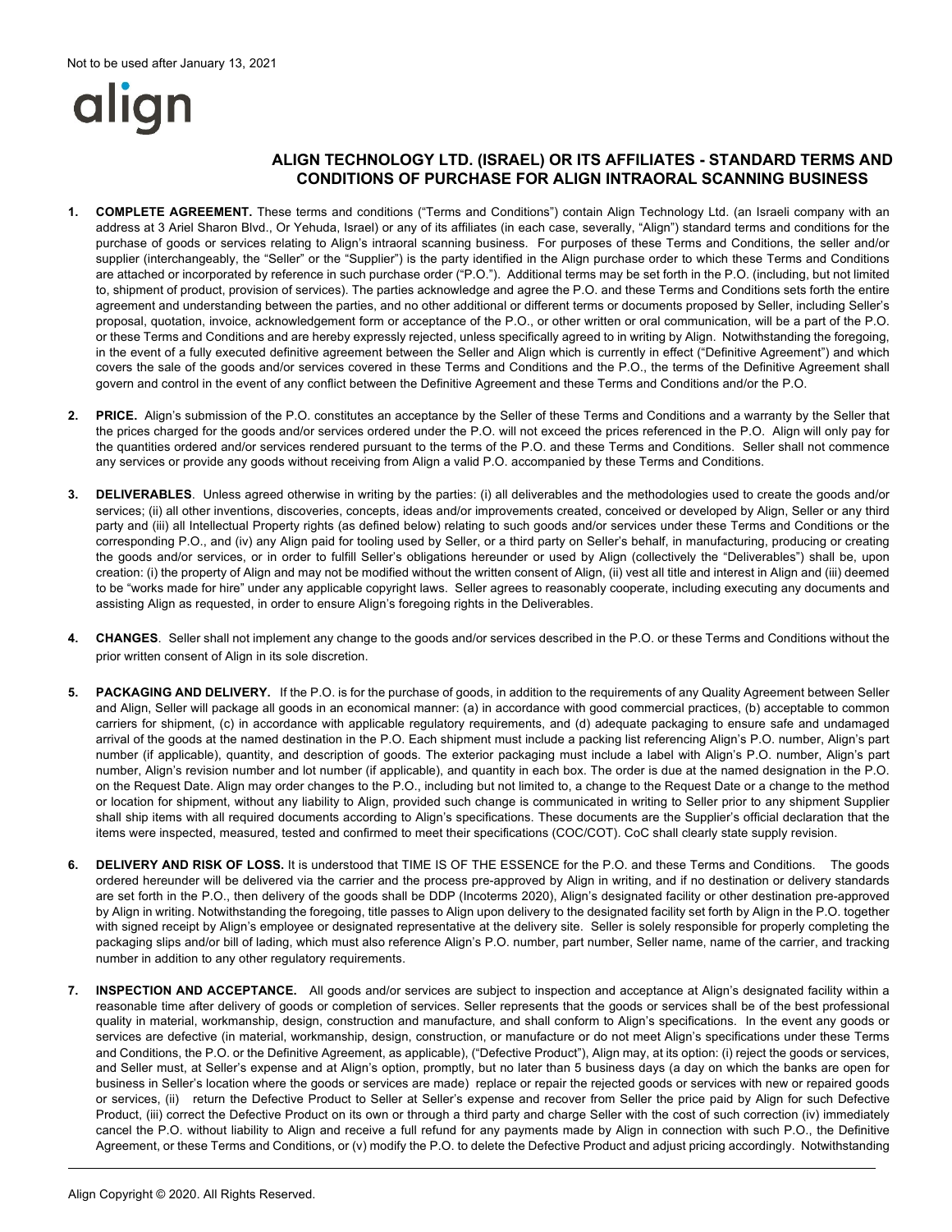Not to be used after January 13, 2021

align

## ALIGN TECHNOLOGY LTD. (ISRAEL) OR ITS AFFILIATES - STANDARD TERMS AND CONDITIONS OF PURCHASE FOR ALIGN INTRAORAL SCANNING BUSINESS

1. **COMPLETE AGREEMENT.** These terms and conditions ("Terms and Conditions") contain Align Technology Ltd. (an Israeli company with an address at 3 Ariel Sharon Blvd., Or Yehuda, Israel) or any of its affiliates (in each case, severally, "Align") standard terms and conditions for the purchase of goods or services relating to Align's intraoral scanning business. For purposes of these Terms and Conditions, the seller and/or supplier (interchangeably, the "Seller" or the "Supplier") is the party identified in the Align purchase order to which these Terms and Conditions are attached or incorporated by reference in such purchase order ("P.O."). Additional terms may be set forth in the P.O. (including, but not limited to, shipment of product, provision of services). The parties acknowledge and agree the P.O. and these Terms and Conditions sets forth the entire agreement and understanding between the parties, and no other additional or different terms or documents proposed by Seller, including Seller's proposal, quotation, invoice, acknowledgement form or acceptance of the P.O., or other written or oral communication, will be a part of the P.O. or these Terms and Conditions and are hereby expressly rejected, unless specifically agreed to in writing by Align. Notwithstanding the foregoing, in the event of a fully executed definitive agreement between the Seller and Align which is currently in effect ("Definitive Agreement") and which covers the sale of the goods and/or services covered in these Terms and Conditions and the P.O., the terms of the Definitive Agreement shall govern and control in the event of any conflict between the Definitive Agreement and these Terms and Conditions and/or the P.O.

2. **PRICE.** Align's submission of the P.O. constitutes an acceptance by the Seller of these Terms and Conditions and a warranty by the Seller that the prices charged for the goods and/or services ordered under the P.O. will not exceed the prices referenced in the P.O. Align will only pay for the quantities ordered and/or services rendered pursuant to the terms of the P.O. and these Terms and Conditions. Seller shall not commence any services or provide any goods without receiving from Align a valid P.O. accompanied by these Terms and Conditions.

3. **DELIVERABLES**. Unless agreed otherwise in writing by the parties: (i) all deliverables and the methodologies used to create the goods and/or services; (ii) all other inventions, discoveries, concepts, ideas and/or improvements created, conceived or developed by Align, Seller or any third party and (iii) all Intellectual Property rights (as defined below) relating to such goods and/or services under these Terms and Conditions or the corresponding P.O., and (iv) any Align paid for tooling used by Seller, or a third party on Seller's behalf, in manufacturing, producing or creating the goods and/or services, or in order to fulfill Seller's obligations hereunder or used by Align (collectively the "Deliverables") shall be, upon creation: (i) the property of Align and may not be modified without the written consent of Align, (ii) vest all title and interest in Align and (iii) deemed to be "works made for hire" under any applicable copyright laws. Seller agrees to reasonably cooperate, including executing any documents and assisting Align as requested, in order to ensure Align's foregoing rights in the Deliverables.

4. **CHANGES**. Seller shall not implement any change to the goods and/or services described in the P.O. or these Terms and Conditions without the prior written consent of Align in its sole discretion.

5. **PACKAGING AND DELIVERY.** If the P.O. is for the purchase of goods, in addition to the requirements of any Quality Agreement between Seller and Align, Seller will package all goods in an economical manner: (a) in accordance with good commercial practices, (b) acceptable to common carriers for shipment, (c) in accordance with applicable regulatory requirements, and (d) adequate packaging to ensure safe and undamaged arrival of the goods at the named destination in the P.O. Each shipment must include a packing list referencing Align's P.O. number, Align's part number (if applicable), quantity, and description of goods. The exterior packaging must include a label with Align's P.O. number, Align's part number, Align's revision number and lot number (if applicable), and quantity in each box. The order is due at the named designation in the P.O. on the Request Date. Align may order changes to the P.O., including but not limited to, a change to the Request Date or a change to the method or location for shipment, without any liability to Align, provided such change is communicated in writing to Seller prior to any shipment Supplier shall ship items with all required documents according to Align's specifications. These documents are the Supplier's official declaration that the items were inspected, measured, tested and confirmed to meet their specifications (COC/COT). CoC shall clearly state supply revision.

6. **DELIVERY AND RISK OF LOSS.** It is understood that TIME IS OF THE ESSENCE for the P.O. and these Terms and Conditions. The goods ordered hereunder will be delivered via the carrier and the process pre-approved by Align in writing, and if no destination or delivery standards are set forth in the P.O., then delivery of the goods shall be DDP (Incoterms 2020), Align's designated facility or other destination pre-approved by Align in writing. Notwithstanding the foregoing, title passes to Align upon delivery to the designated facility set forth by Align in the P.O. together with signed receipt by Align's employee or designated representative at the delivery site. Seller is solely responsible for properly completing the packaging slips and/or bill of lading, which must also reference Align's P.O. number, part number, Seller name, name of the carrier, and tracking number in addition to any other regulatory requirements.

7. **INSPECTION AND ACCEPTANCE.** All goods and/or services are subject to inspection and acceptance at Align's designated facility within a reasonable time after delivery of goods or completion of services. Seller represents that the goods or services shall be of the best professional quality in material, workmanship, design, construction and manufacture, and shall conform to Align's specifications. In the event any goods or services are defective (in material, workmanship, design, construction, or manufacture or do not meet Align's specifications under these Terms and Conditions, the P.O. or the Definitive Agreement, as applicable), ("Defective Product"), Align may, at its option: (i) reject the goods or services, and Seller must, at Seller's expense and at Align's option, promptly, but no later than 5 business days (a day on which the banks are open for business in Seller's location where the goods or services are made) replace or repair the rejected goods or services with new or repaired goods or services, (ii) return the Defective Product to Seller at Seller's expense and recover from Seller the price paid by Align for such Defective Product, (iii) correct the Defective Product on its own or through a third party and charge Seller with the cost of such correction (iv) immediately cancel the P.O. without liability to Align and receive a full refund for any payments made by Align in connection with such P.O., the Definitive Agreement, or these Terms and Conditions, or (v) modify the P.O. to delete the Defective Product and adjust pricing accordingly. Notwithstanding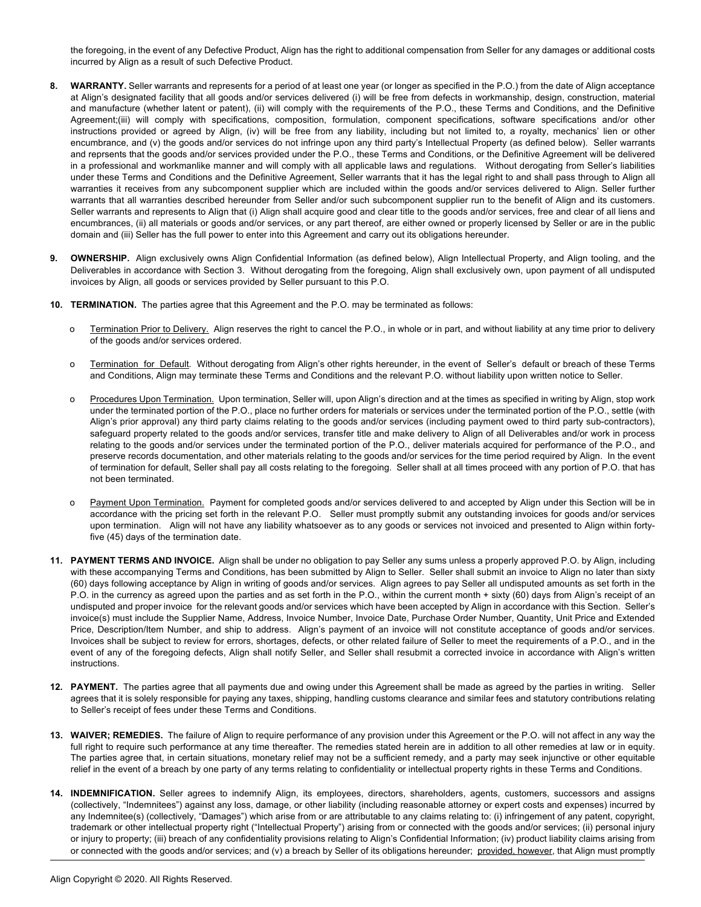the foregoing, in the event of any Defective Product, Align has the right to additional compensation from Seller for any damages or additional costs incurred by Align as a result of such Defective Product.

8. **WARRANTY.** Seller warrants and represents for a period of at least one year (or longer as specified in the P.O.) from the date of Align acceptance at Align's designated facility that all goods and/or services delivered (i) will be free from defects in workmanship, design, construction, material and manufacture (whether latent or patent), (ii) will comply with the requirements of the P.O., these Terms and Conditions, and the Definitive Agreement;(iii) will comply with specifications, composition, formulation, component specifications, software specifications and/or other instructions provided or agreed by Align, (iv) will be free from any liability, including but not limited to, a royalty, mechanics' lien or other encumbrance, and (v) the goods and/or services do not infringe upon any third party's Intellectual Property (as defined below). Seller warrants and reprsents that the goods and/or services provided under the P.O., these Terms and Conditions, or the Definitive Agreement will be delivered in a professional and workmanlike manner and will comply with all applicable laws and regulations. Without derogating from Seller's liabilities under these Terms and Conditions and the Definitive Agreement, Seller warrants that it has the legal right to and shall pass through to Align all warranties it receives from any subcomponent supplier which are included within the goods and/or services delivered to Align. Seller further warrants that all warranties described hereunder from Seller and/or such subcomponent supplier run to the benefit of Align and its customers. Seller warrants and represents to Align that (i) Align shall acquire good and clear title to the goods and/or services, free and clear of all liens and encumbrances, (ii) all materials or goods and/or services, or any part thereof, are either owned or properly licensed by Seller or are in the public domain and (iii) Seller has the full power to enter into this Agreement and carry out its obligations hereunder.

9. **OWNERSHIP.** Align exclusively owns Align Confidential Information (as defined below), Align Intellectual Property, and Align tooling, and the Deliverables in accordance with Section 3. Without derogating from the foregoing, Align shall exclusively own, upon payment of all undisputed invoices by Align, all goods or services provided by Seller pursuant to this P.O.

10. **TERMINATION.** The parties agree that this Agreement and the P.O. may be terminated as follows:

   - Termination Prior to Delivery. Align reserves the right to cancel the P.O., in whole or in part, and without liability at any time prior to delivery of the goods and/or services ordered.

   - Termination for Default. Without derogating from Align's other rights hereunder, in the event of Seller's default or breach of these Terms and Conditions, Align may terminate these Terms and Conditions and the relevant P.O. without liability upon written notice to Seller.

   - Procedures Upon Termination. Upon termination, Seller will, upon Align's direction and at the times as specified in writing by Align, stop work under the terminated portion of the P.O., place no further orders for materials or services under the terminated portion of the P.O., settle (with Align's prior approval) any third party claims relating to the goods and/or services (including payment owed to third party sub-contractors), safeguard property related to the goods and/or services, transfer title and make delivery to Align of all Deliverables and/or work in process relating to the goods and/or services under the terminated portion of the P.O., deliver materials acquired for performance of the P.O., and preserve records documentation, and other materials relating to the goods and/or services for the time period required by Align. In the event of termination for default, Seller shall pay all costs relating to the foregoing. Seller shall at all times proceed with any portion of P.O. that has not been terminated.

   - Payment Upon Termination. Payment for completed goods and/or services delivered to and accepted by Align under this Section will be in accordance with the pricing set forth in the relevant P.O. Seller must promptly submit any outstanding invoices for goods and/or services upon termination. Align will not have any liability whatsoever as to any goods or services not invoiced and presented to Align within forty-five (45) days of the termination date.

11. **PAYMENT TERMS AND INVOICE.** Align shall be under no obligation to pay Seller any sums unless a properly approved P.O. by Align, including with these accompanying Terms and Conditions, has been submitted by Align to Seller. Seller shall submit an invoice to Align no later than sixty (60) days following acceptance by Align in writing of goods and/or services. Align agrees to pay Seller all undisputed amounts as set forth in the P.O. in the currency as agreed upon the parties and as set forth in the P.O., within the current month + sixty (60) days from Align's receipt of an undisputed and proper invoice for the relevant goods and/or services which have been accepted by Align in accordance with this Section. Seller's invoice(s) must include the Supplier Name, Address, Invoice Number, Invoice Date, Purchase Order Number, Quantity, Unit Price and Extended Price, Description/Item Number, and ship to address. Align's payment of an invoice will not constitute acceptance of goods and/or services. Invoices shall be subject to review for errors, shortages, defects, or other related failure of Seller to meet the requirements of a P.O., and in the event of any of the foregoing defects, Align shall notify Seller, and Seller shall resubmit a corrected invoice in accordance with Align's written instructions.

12. **PAYMENT.** The parties agree that all payments due and owing under this Agreement shall be made as agreed by the parties in writing. Seller agrees that it is solely responsible for paying any taxes, shipping, handling customs clearance and similar fees and statutory contributions relating to Seller's receipt of fees under these Terms and Conditions.

13. **WAIVER; REMEDIES.** The failure of Align to require performance of any provision under this Agreement or the P.O. will not affect in any way the full right to require such performance at any time thereafter. The remedies stated herein are in addition to all other remedies at law or in equity. The parties agree that, in certain situations, monetary relief may not be a sufficient remedy, and a party may seek injunctive or other equitable relief in the event of a breach by one party of any terms relating to confidentiality or intellectual property rights in these Terms and Conditions.

14. **INDEMNIFICATION.** Seller agrees to indemnify Align, its employees, directors, shareholders, agents, customers, successors and assigns (collectively, "Indemnitees") against any loss, damage, or other liability (including reasonable attorney or expert costs and expenses) incurred by any Indemnitee(s) (collectively, "Damages") which arise from or are attributable to any claims relating to: (i) infringement of any patent, copyright, trademark or other intellectual property right ("Intellectual Property") arising from or connected with the goods and/or services; (ii) personal injury or injury to property; (iii) breach of any confidentiality provisions relating to Align's Confidential Information; (iv) product liability claims arising from or connected with the goods and/or services; and (v) a breach by Seller of its obligations hereunder; provided, however, that Align must promptly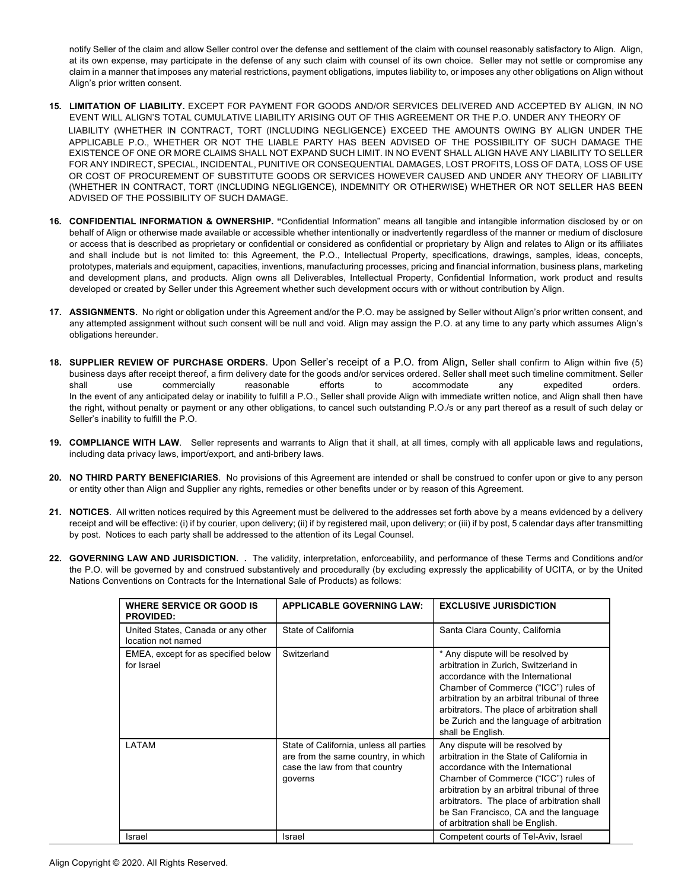notify Seller of the claim and allow Seller control over the defense and settlement of the claim with counsel reasonably satisfactory to Align. Align, at its own expense, may participate in the defense of any such claim with counsel of its own choice. Seller may not settle or compromise any claim in a manner that imposes any material restrictions, payment obligations, imputes liability to, or imposes any other obligations on Align without Align's prior written consent.

15. **LIMITATION OF LIABILITY.** EXCEPT FOR PAYMENT FOR GOODS AND/OR SERVICES DELIVERED AND ACCEPTED BY ALIGN, IN NO EVENT WILL ALIGN'S TOTAL CUMULATIVE LIABILITY ARISING OUT OF THIS AGREEMENT OR THE P.O. UNDER ANY THEORY OF LIABILITY (WHETHER IN CONTRACT, TORT (INCLUDING NEGLIGENCE) EXCEED THE AMOUNTS OWING BY ALIGN UNDER THE APPLICABLE P.O., WHETHER OR NOT THE LIABLE PARTY HAS BEEN ADVISED OF THE POSSIBILITY OF SUCH DAMAGE THE EXISTENCE OF ONE OR MORE CLAIMS SHALL NOT EXPAND SUCH LIMIT. IN NO EVENT SHALL ALIGN HAVE ANY LIABILITY TO SELLER FOR ANY INDIRECT, SPECIAL, INCIDENTAL, PUNITIVE OR CONSEQUENTIAL DAMAGES, LOST PROFITS, LOSS OF DATA, LOSS OF USE OR COST OF PROCUREMENT OF SUBSTITUTE GOODS OR SERVICES HOWEVER CAUSED AND UNDER ANY THEORY OF LIABILITY (WHETHER IN CONTRACT, TORT (INCLUDING NEGLIGENCE), INDEMNITY OR OTHERWISE) WHETHER OR NOT SELLER HAS BEEN ADVISED OF THE POSSIBILITY OF SUCH DAMAGE.

16. **CONFIDENTIAL INFORMATION & OWNERSHIP.** "Confidential Information" means all tangible and intangible information disclosed by or on behalf of Align or otherwise made available or accessible whether intentionally or inadvertently regardless of the manner or medium of disclosure or access that is described as proprietary or confidential or considered as confidential or proprietary by Align and relates to Align or its affiliates and shall include but is not limited to: this Agreement, the P.O., Intellectual Property, specifications, drawings, samples, ideas, concepts, prototypes, materials and equipment, capacities, inventions, manufacturing processes, pricing and financial information, business plans, marketing and development plans, and products. Align owns all Deliverables, Intellectual Property, Confidential Information, work product and results developed or created by Seller under this Agreement whether such development occurs with or without contribution by Align.

17. **ASSIGNMENTS.** No right or obligation under this Agreement and/or the P.O. may be assigned by Seller without Align's prior written consent, and any attempted assignment without such consent will be null and void. Align may assign the P.O. at any time to any party which assumes Align's obligations hereunder.

18. **SUPPLIER REVIEW OF PURCHASE ORDERS**. Upon Seller's receipt of a P.O. from Align, Seller shall confirm to Align within five (5) business days after receipt thereof, a firm delivery date for the goods and/or services ordered. Seller shall meet such timeline commitment. Seller shall use commercially reasonable efforts to accommodate any expedited orders. In the event of any anticipated delay or inability to fulfill a P.O., Seller shall provide Align with immediate written notice, and Align shall then have the right, without penalty or payment or any other obligations, to cancel such outstanding P.O./s or any part thereof as a result of such delay or Seller's inability to fulfill the P.O.

19. **COMPLIANCE WITH LAW**. Seller represents and warrants to Align that it shall, at all times, comply with all applicable laws and regulations, including data privacy laws, import/export, and anti-bribery laws.

20. **NO THIRD PARTY BENEFICIARIES**. No provisions of this Agreement are intended or shall be construed to confer upon or give to any person or entity other than Align and Supplier any rights, remedies or other benefits under or by reason of this Agreement.

21. **NOTICES**. All written notices required by this Agreement must be delivered to the addresses set forth above by a means evidenced by a delivery receipt and will be effective: (i) if by courier, upon delivery; (ii) if by registered mail, upon delivery; or (iii) if by post, 5 calendar days after transmitting by post. Notices to each party shall be addressed to the attention of its Legal Counsel.

22. **GOVERNING LAW AND JURISDICTION. .** The validity, interpretation, enforceability, and performance of these Terms and Conditions and/or the P.O. will be governed by and construed substantively and procedurally (by excluding expressly the applicability of UCITA, or by the United Nations Conventions on Contracts for the International Sale of Products) as follows:

| WHERE SERVICE OR GOOD IS PROVIDED: | APPLICABLE GOVERNING LAW: | EXCLUSIVE JURISDICTION |
|---|---|---|
| United States, Canada or any other location not named | State of California | Santa Clara County, California |
| EMEA, except for as specified below for Israel | Switzerland | * Any dispute will be resolved by arbitration in Zurich, Switzerland in accordance with the International Chamber of Commerce ("ICC") rules of arbitration by an arbitral tribunal of three arbitrators. The place of arbitration shall be Zurich and the language of arbitration shall be English. |
| LATAM | State of California, unless all parties are from the same country, in which case the law from that country governs | Any dispute will be resolved by arbitration in the State of California in accordance with the International Chamber of Commerce ("ICC") rules of arbitration by an arbitral tribunal of three arbitrators. The place of arbitration shall be San Francisco, CA and the language of arbitration shall be English. |
| Israel | Israel | Competent courts of Tel-Aviv, Israel |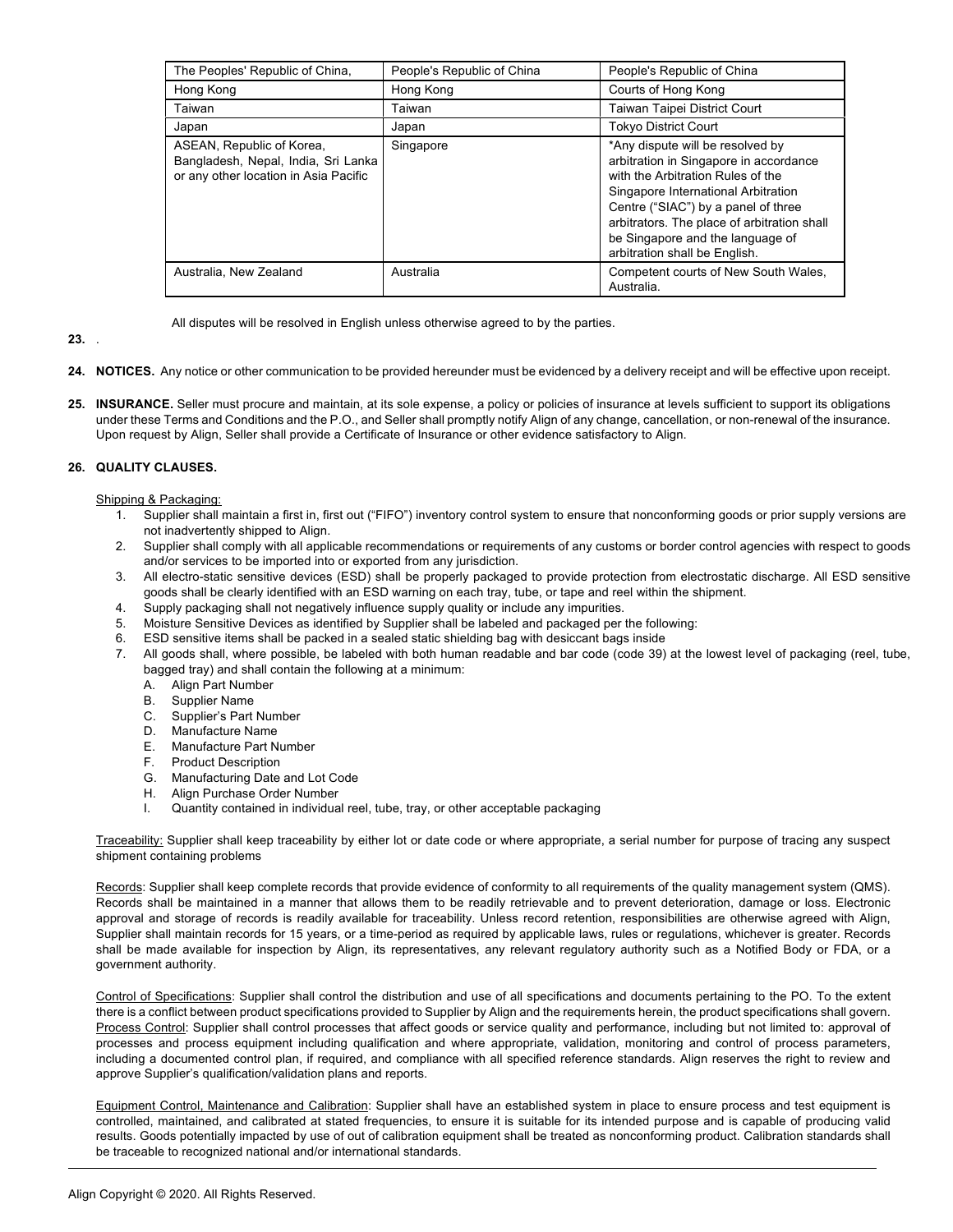| The Peoples' Republic of China, | People's Republic of China | People's Republic of China |
|---|---|---|
| Hong Kong | Hong Kong | Courts of Hong Kong |
| Taiwan | Taiwan | Taiwan Taipei District Court |
| Japan | Japan | Tokyo District Court |
| ASEAN, Republic of Korea, Bangladesh, Nepal, India, Sri Lanka or any other location in Asia Pacific | Singapore | *Any dispute will be resolved by arbitration in Singapore in accordance with the Arbitration Rules of the Singapore International Arbitration Centre ("SIAC") by a panel of three arbitrators. The place of arbitration shall be Singapore and the language of arbitration shall be English. |
| Australia, New Zealand | Australia | Competent courts of New South Wales, Australia. |

All disputes will be resolved in English unless otherwise agreed to by the parties.

**23.** .

**24. NOTICES.** Any notice or other communication to be provided hereunder must be evidenced by a delivery receipt and will be effective upon receipt.

**25. INSURANCE.** Seller must procure and maintain, at its sole expense, a policy or policies of insurance at levels sufficient to support its obligations under these Terms and Conditions and the P.O., and Seller shall promptly notify Align of any change, cancellation, or non-renewal of the insurance. Upon request by Align, Seller shall provide a Certificate of Insurance or other evidence satisfactory to Align.

**26. QUALITY CLAUSES.**

Shipping & Packaging:

1. Supplier shall maintain a first in, first out ("FIFO") inventory control system to ensure that nonconforming goods or prior supply versions are not inadvertently shipped to Align.
2. Supplier shall comply with all applicable recommendations or requirements of any customs or border control agencies with respect to goods and/or services to be imported into or exported from any jurisdiction.
3. All electro-static sensitive devices (ESD) shall be properly packaged to provide protection from electrostatic discharge. All ESD sensitive goods shall be clearly identified with an ESD warning on each tray, tube, or tape and reel within the shipment.
4. Supply packaging shall not negatively influence supply quality or include any impurities.
5. Moisture Sensitive Devices as identified by Supplier shall be labeled and packaged per the following:
6. ESD sensitive items shall be packed in a sealed static shielding bag with desiccant bags inside
7. All goods shall, where possible, be labeled with both human readable and bar code (code 39) at the lowest level of packaging (reel, tube, bagged tray) and shall contain the following at a minimum:
   A. Align Part Number
   B. Supplier Name
   C. Supplier's Part Number
   D. Manufacture Name
   E. Manufacture Part Number
   F. Product Description
   G. Manufacturing Date and Lot Code
   H. Align Purchase Order Number
   I. Quantity contained in individual reel, tube, tray, or other acceptable packaging

Traceability: Supplier shall keep traceability by either lot or date code or where appropriate, a serial number for purpose of tracing any suspect shipment containing problems

Records: Supplier shall keep complete records that provide evidence of conformity to all requirements of the quality management system (QMS). Records shall be maintained in a manner that allows them to be readily retrievable and to prevent deterioration, damage or loss. Electronic approval and storage of records is readily available for traceability. Unless record retention, responsibilities are otherwise agreed with Align, Supplier shall maintain records for 15 years, or a time-period as required by applicable laws, rules or regulations, whichever is greater. Records shall be made available for inspection by Align, its representatives, any relevant regulatory authority such as a Notified Body or FDA, or a government authority.

Control of Specifications: Supplier shall control the distribution and use of all specifications and documents pertaining to the PO. To the extent there is a conflict between product specifications provided to Supplier by Align and the requirements herein, the product specifications shall govern.
Process Control: Supplier shall control processes that affect goods or service quality and performance, including but not limited to: approval of processes and process equipment including qualification and where appropriate, validation, monitoring and control of process parameters, including a documented control plan, if required, and compliance with all specified reference standards. Align reserves the right to review and approve Supplier's qualification/validation plans and reports.

Equipment Control, Maintenance and Calibration: Supplier shall have an established system in place to ensure process and test equipment is controlled, maintained, and calibrated at stated frequencies, to ensure it is suitable for its intended purpose and is capable of producing valid results. Goods potentially impacted by use of out of calibration equipment shall be treated as nonconforming product. Calibration standards shall be traceable to recognized national and/or international standards.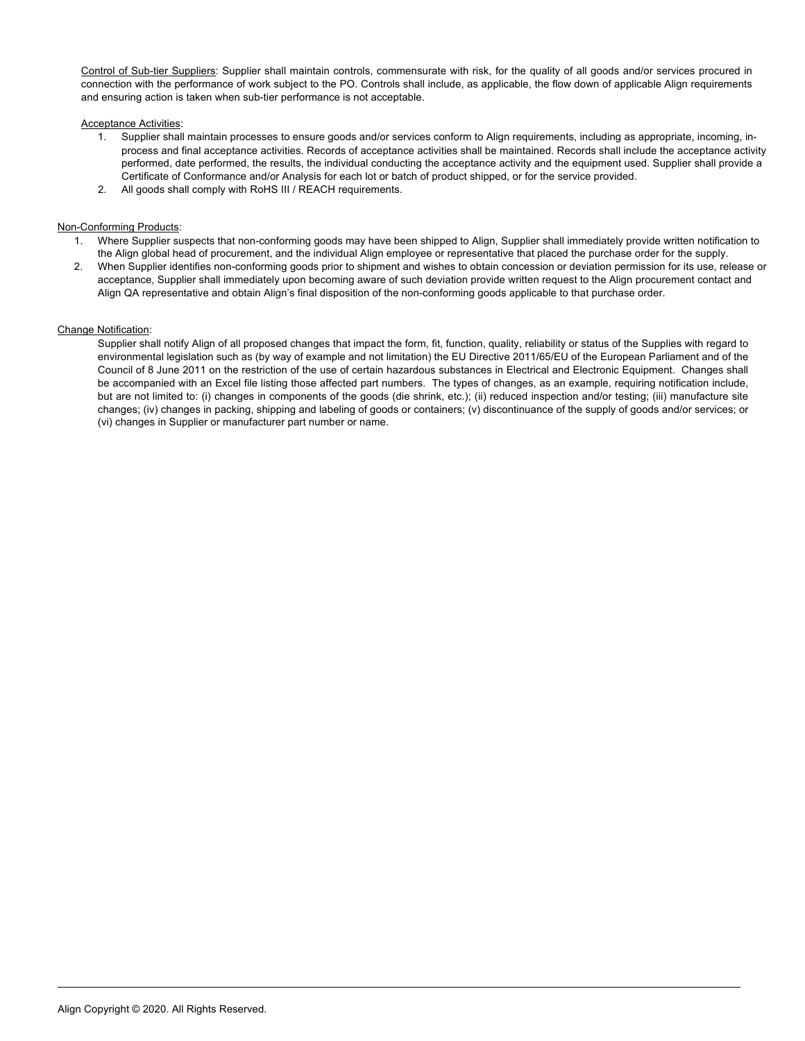Control of Sub-tier Suppliers: Supplier shall maintain controls, commensurate with risk, for the quality of all goods and/or services procured in connection with the performance of work subject to the PO. Controls shall include, as applicable, the flow down of applicable Align requirements and ensuring action is taken when sub-tier performance is not acceptable.

Acceptance Activities:

1. Supplier shall maintain processes to ensure goods and/or services conform to Align requirements, including as appropriate, incoming, in-process and final acceptance activities. Records of acceptance activities shall be maintained. Records shall include the acceptance activity performed, date performed, the results, the individual conducting the acceptance activity and the equipment used. Supplier shall provide a Certificate of Conformance and/or Analysis for each lot or batch of product shipped, or for the service provided.
2. All goods shall comply with RoHS III / REACH requirements.

Non-Conforming Products:

1. Where Supplier suspects that non-conforming goods may have been shipped to Align, Supplier shall immediately provide written notification to the Align global head of procurement, and the individual Align employee or representative that placed the purchase order for the supply.
2. When Supplier identifies non-conforming goods prior to shipment and wishes to obtain concession or deviation permission for its use, release or acceptance, Supplier shall immediately upon becoming aware of such deviation provide written request to the Align procurement contact and Align QA representative and obtain Align's final disposition of the non-conforming goods applicable to that purchase order.

Change Notification:

Supplier shall notify Align of all proposed changes that impact the form, fit, function, quality, reliability or status of the Supplies with regard to environmental legislation such as (by way of example and not limitation) the EU Directive 2011/65/EU of the European Parliament and of the Council of 8 June 2011 on the restriction of the use of certain hazardous substances in Electrical and Electronic Equipment. Changes shall be accompanied with an Excel file listing those affected part numbers. The types of changes, as an example, requiring notification include, but are not limited to: (i) changes in components of the goods (die shrink, etc.); (ii) reduced inspection and/or testing; (iii) manufacture site changes; (iv) changes in packing, shipping and labeling of goods or containers; (v) discontinuance of the supply of goods and/or services; or (vi) changes in Supplier or manufacturer part number or name.

Align Copyright © 2020. All Rights Reserved.